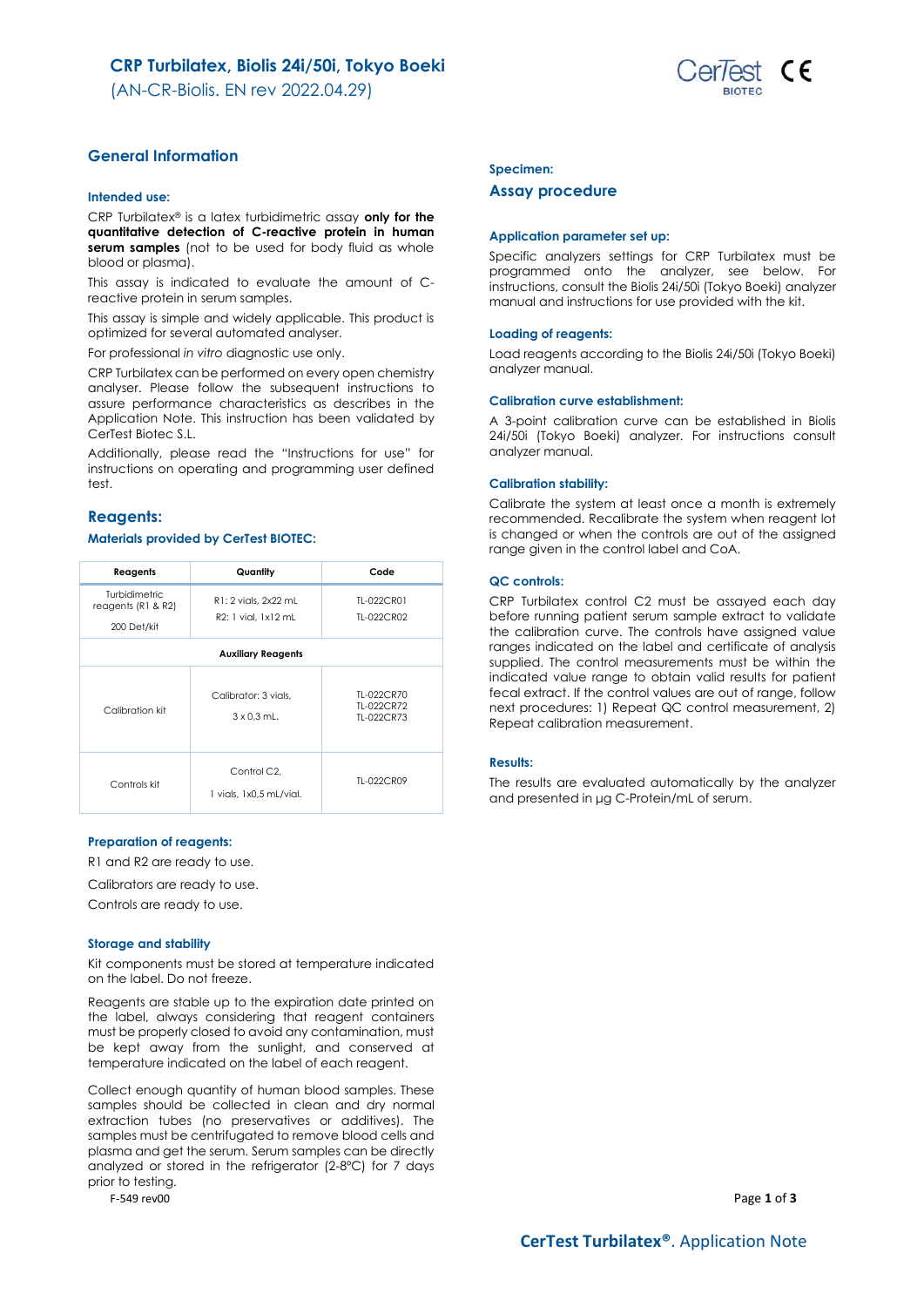# CRP Turbilatex, Biolis 24i/50i, Tokyo Boeki

(AN-CR-Biolis. EN rev 2022.04.29)

## General Information

### Intended use:

CRP Turbilatex® is a latex turbidimetric assay **only for the quantitative detection of C-reactive protein in human serum samples** (not to be used for body fluid as whole blood or plasma).

This assay is indicated to evaluate the amount of C-reactive protein in serum samples.

This assay is simple and widely applicable. This product is optimized for several automated analyser.

For professional *in vitro* diagnostic use only.

CRP Turbilatex can be performed on every open chemistry analyser. Please follow the subsequent instructions to assure performance characteristics as describes in the Application Note. This instruction has been validated by CerTest Biotec S.L.

Additionally, please read the "Instructions for use" for instructions on operating and programming user defined test.

## Reagents:

### Materials provided by CerTest BIOTEC:

| Reagents | Quantity | Code |
|---|---|---|
| Turbidimetric reagents (R1 & R2) 200 Det/kit | R1: 2 vials, 2x22 mL<br>R2: 1 vial, 1x12 mL | TL-022CR01<br>TL-022CR02 |
| **Auxiliary Reagents** | | |
| Calibration kit | Calibrator: 3 vials, 3 x 0,3 mL. | TL-022CR70<br>TL-022CR72<br>TL-022CR73 |
| Controls kit | Control C2, 1 vials, 1x0,5 mL/vial. | TL-022CR09 |

### Preparation of reagents:

R1 and R2 are ready to use.

Calibrators are ready to use.

Controls are ready to use.

### Storage and stability

Kit components must be stored at temperature indicated on the label. Do not freeze.

Reagents are stable up to the expiration date printed on the label, always considering that reagent containers must be properly closed to avoid any contamination, must be kept away from the sunlight, and conserved at temperature indicated on the label of each reagent.

Collect enough quantity of human blood samples. These samples should be collected in clean and dry normal extraction tubes (no preservatives or additives). The samples must be centrifugated to remove blood cells and plasma and get the serum. Serum samples can be directly analyzed or stored in the refrigerator (2-8ºC) for 7 days prior to testing.

### Specimen:

## Assay procedure

### Application parameter set up:

Specific analyzers settings for CRP Turbilatex must be programmed onto the analyzer, see below. For instructions, consult the Biolis 24i/50i (Tokyo Boeki) analyzer manual and instructions for use provided with the kit.

### Loading of reagents:

Load reagents according to the Biolis 24i/50i (Tokyo Boeki) analyzer manual.

### Calibration curve establishment:

A 3-point calibration curve can be established in Biolis 24i/50i (Tokyo Boeki) analyzer. For instructions consult analyzer manual.

### Calibration stability:

Calibrate the system at least once a month is extremely recommended. Recalibrate the system when reagent lot is changed or when the controls are out of the assigned range given in the control label and CoA.

### QC controls:

CRP Turbilatex control C2 must be assayed each day before running patient serum sample extract to validate the calibration curve. The controls have assigned value ranges indicated on the label and certificate of analysis supplied. The control measurements must be within the indicated value range to obtain valid results for patient fecal extract. If the control values are out of range, follow next procedures: 1) Repeat QC control measurement, 2) Repeat calibration measurement.

### Results:

The results are evaluated automatically by the analyzer and presented in µg C-Protein/mL of serum.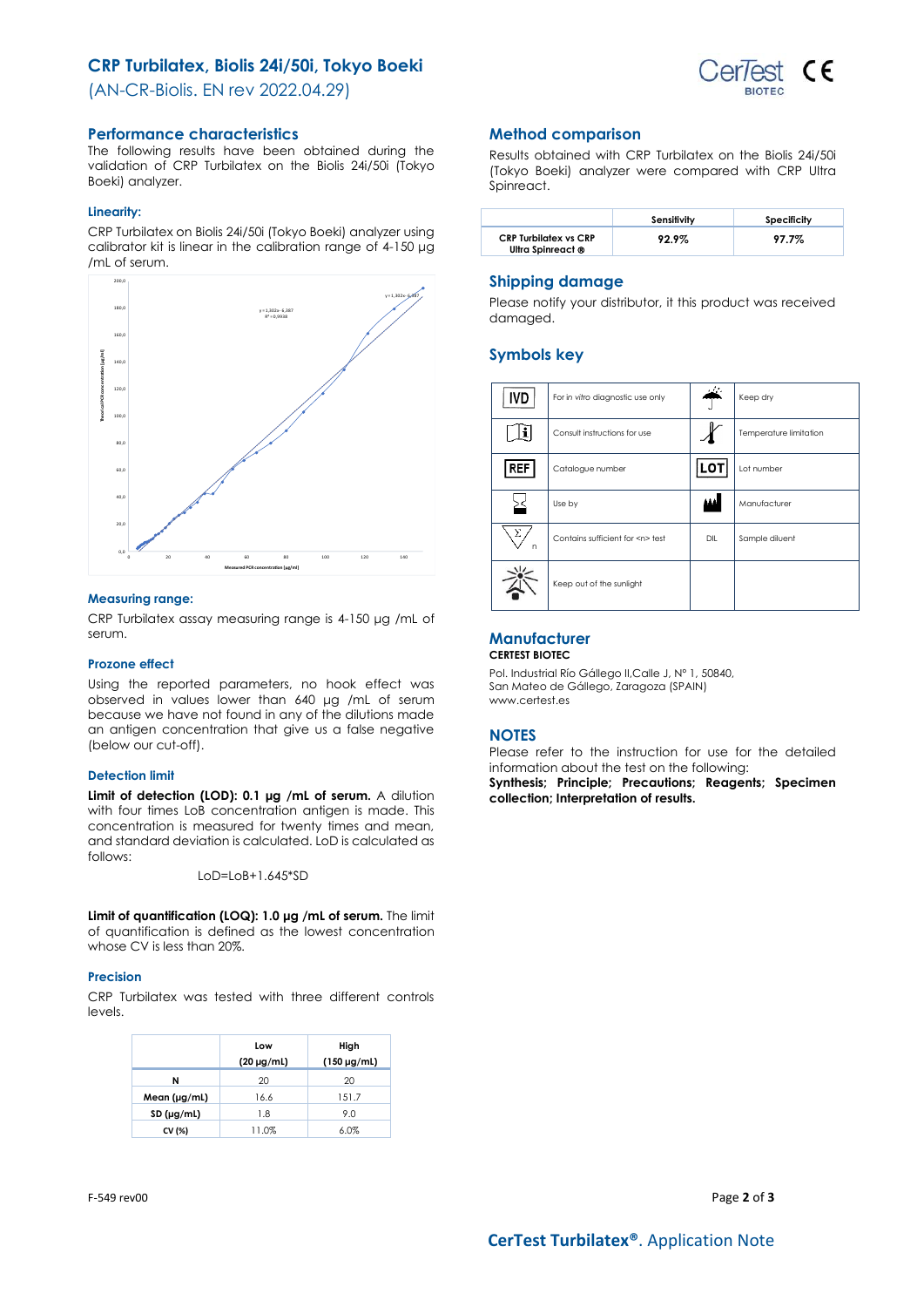# CRP Turbilatex, Biolis 24i/50i, Tokyo Boeki

(AN-CR-Biolis. EN rev 2022.04.29)

## Performance characteristics

The following results have been obtained during the validation of CRP Turbilatex on the Biolis 24i/50i (Tokyo Boeki) analyzer.

### Linearity:

CRP Turbilatex on Biolis 24i/50i (Tokyo Boeki) analyzer using calibrator kit is linear in the calibration range of 4-150 µg /mL of serum.

### Measuring range:

CRP Turbilatex assay measuring range is 4-150 µg /mL of serum.

### Prozone effect

Using the reported parameters, no hook effect was observed in values lower than 640 µg /mL of serum because we have not found in any of the dilutions made an antigen concentration that give us a false negative (below our cut-off).

### Detection limit

**Limit of detection (LOD): 0.1 µg /mL of serum.** A dilution with four times LoB concentration antigen is made. This concentration is measured for twenty times and mean, and standard deviation is calculated. LoD is calculated as follows:

$$LoD = LoB + 1.645 * SD$$

**Limit of quantification (LOQ): 1.0 µg /mL of serum.** The limit of quantification is defined as the lowest concentration whose CV is less than 20%.

### Precision

CRP Turbilatex was tested with three different controls levels.

| | Low (20 µg/mL) | High (150 µg/mL) |
|---|---|---|
| N | 20 | 20 |
| Mean (µg/mL) | 16.6 | 151.7 |
| SD (µg/mL) | 1.8 | 9.0 |
| CV (%) | 11.0% | 6.0% |

## Method comparison

Results obtained with CRP Turbilatex on the Biolis 24i/50i (Tokyo Boeki) analyzer were compared with CRP Ultra Spinreact.

| | Sensitivity | Specificity |
|---|---|---|
| CRP Turbilatex vs CRP Ultra Spinreact ® | 92.9% | 97.7% |

## Shipping damage

Please notify your distributor, it this product was received damaged.

## Symbols key

| Symbol | Meaning | Symbol | Meaning |
|---|---|---|---|
| IVD | For in vitro diagnostic use only | | Keep dry |
| | Consult instructions for use | | Temperature limitation |
| REF | Catalogue number | LOT | Lot number |
| | Use by | | Manufacturer |
| | Contains sufficient for <n> test | DIL | Sample diluent |
| | Keep out of the sunlight | | |

## Manufacturer

**CERTEST BIOTEC**

Pol. Industrial Río Gállego II,Calle J, Nº 1, 50840,
San Mateo de Gállego, Zaragoza (SPAIN)
www.certest.es

## NOTES

Please refer to the instruction for use for the detailed information about the test on the following:
**Synthesis; Principle; Precautions; Reagents; Specimen collection; Interpretation of results.**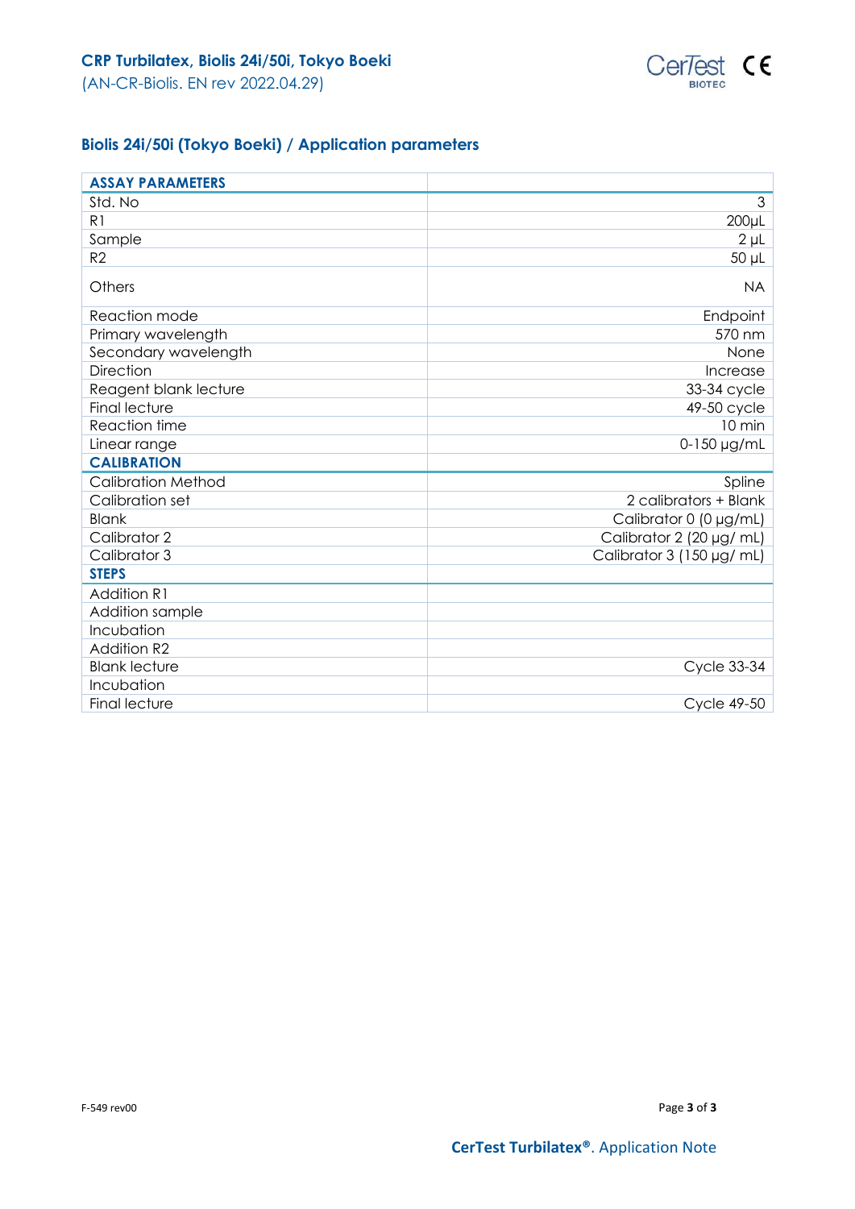## Biolis 24i/50i (Tokyo Boeki) / Application parameters

| **ASSAY PARAMETERS** | |
|---|---|
| Std. No | 3 |
| R1 | 200μL |
| Sample | 2 μL |
| R2 | 50 μL |
| Others | NA |
| Reaction mode | Endpoint |
| Primary wavelength | 570 nm |
| Secondary wavelength | None |
| Direction | Increase |
| Reagent blank lecture | 33-34 cycle |
| Final lecture | 49-50 cycle |
| Reaction time | 10 min |
| Linear range | 0-150 μg/mL |
| **CALIBRATION** | |
| Calibration Method | Spline |
| Calibration set | 2 calibrators + Blank |
| Blank | Calibrator 0 (0 μg/mL) |
| Calibrator 2 | Calibrator 2 (20 μg/ mL) |
| Calibrator 3 | Calibrator 3 (150 μg/ mL) |
| **STEPS** | |
| Addition R1 | |
| Addition sample | |
| Incubation | |
| Addition R2 | |
| Blank lecture | Cycle 33-34 |
| Incubation | |
| Final lecture | Cycle 49-50 |